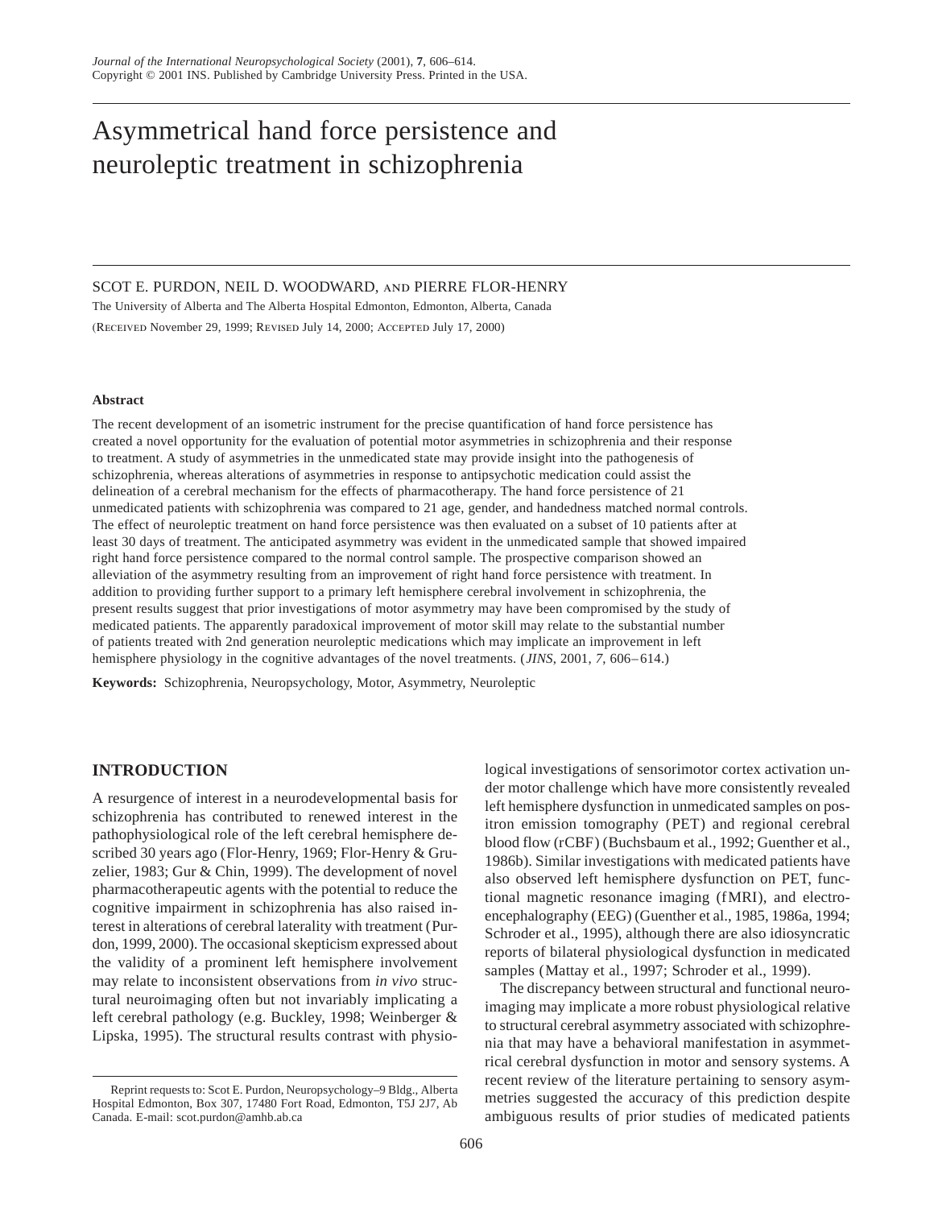# Asymmetrical hand force persistence and neuroleptic treatment in schizophrenia

SCOT E. PURDON, NEIL D. WOODWARD, AND PIERRE FLOR-HENRY

The University of Alberta and The Alberta Hospital Edmonton, Edmonton, Alberta, Canada

(RECEIVED November 29, 1999; REVISED July 14, 2000; ACCEPTED July 17, 2000)

#### Abstract

The recent development of an isometric instrument for the precise quantification of hand force persistence has created a novel opportunity for the evaluation of potential motor asymmetries in schizophrenia and their response to treatment. A study of asymmetries in the unmedicated state may provide insight into the pathogenesis of schizophrenia, whereas alterations of asymmetries in response to antipsychotic medication could assist the delineation of a cerebral mechanism for the effects of pharmacotherapy. The hand force persistence of 21 unmedicated patients with schizophrenia was compared to 21 age, gender, and handedness matched normal controls. The effect of neuroleptic treatment on hand force persistence was then evaluated on a subset of 10 patients after at least 30 days of treatment. The anticipated asymmetry was evident in the unmedicated sample that showed impaired right hand force persistence compared to the normal control sample. The prospective comparison showed an alleviation of the asymmetry resulting from an improvement of right hand force persistence with treatment. In addition to providing further support to a primary left hemisphere cerebral involvement in schizophrenia, the present results suggest that prior investigations of motor asymmetry may have been compromised by the study of medicated patients. The apparently paradoxical improvement of motor skill may relate to the substantial number of patients treated with 2nd generation neuroleptic medications which may implicate an improvement in left hemisphere physiology in the cognitive advantages of the novel treatments. (*JINS*, 2001, *7*, 606–614.)

**Keywords:** Schizophrenia, Neuropsychology, Motor, Asymmetry, Neuroleptic

## INTRODUCTION

A resurgence of interest in a neurodevelopmental basis for schizophrenia has contributed to renewed interest in the pathophysiological role of the left cerebral hemisphere described 30 years ago (Flor-Henry, 1969; Flor-Henry & Gruzelier, 1983; Gur & Chin, 1999). The development of novel pharmacotherapeutic agents with the potential to reduce the cognitive impairment in schizophrenia has also raised interest in alterations of cerebral laterality with treatment (Purdon, 1999, 2000). The occasional skepticism expressed about the validity of a prominent left hemisphere involvement may relate to inconsistent observations from *in vivo* structural neuroimaging often but not invariably implicating a left cerebral pathology (e.g. Buckley, 1998; Weinberger & Lipska, 1995). The structural results contrast with physiological investigations of sensorimotor cortex activation under motor challenge which have more consistently revealed left hemisphere dysfunction in unmedicated samples on positron emission tomography (PET) and regional cerebral blood flow (rCBF) (Buchsbaum et al., 1992; Guenther et al., 1986b). Similar investigations with medicated patients have also observed left hemisphere dysfunction on PET, functional magnetic resonance imaging (fMRI), and electroencephalography (EEG) (Guenther et al., 1985, 1986a, 1994; Schroder et al., 1995), although there are also idiosyncratic reports of bilateral physiological dysfunction in medicated samples (Mattay et al., 1997; Schroder et al., 1999).

The discrepancy between structural and functional neuroimaging may implicate a more robust physiological relative to structural cerebral asymmetry associated with schizophrenia that may have a behavioral manifestation in asymmetrical cerebral dysfunction in motor and sensory systems. A recent review of the literature pertaining to sensory asymmetries suggested the accuracy of this prediction despite ambiguous results of prior studies of medicated patients

Reprint requests to: Scot E. Purdon, Neuropsychology–9 Bldg., Alberta Hospital Edmonton, Box 307, 17480 Fort Road, Edmonton, T5J 2J7, Ab Canada. E-mail: scot.purdon@amhb.ab.ca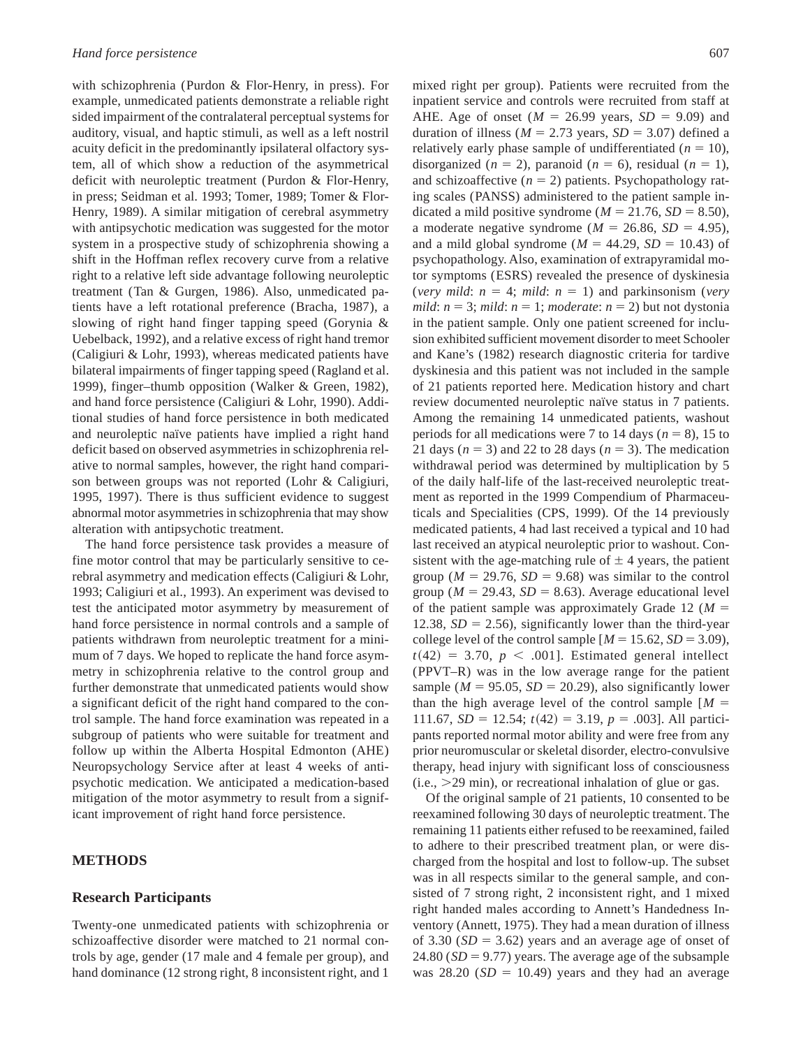with schizophrenia (Purdon & Flor-Henry, in press). For example, unmedicated patients demonstrate a reliable right sided impairment of the contralateral perceptual systems for auditory, visual, and haptic stimuli, as well as a left nostril acuity deficit in the predominantly ipsilateral olfactory system, all of which show a reduction of the asymmetrical deficit with neuroleptic treatment (Purdon & Flor-Henry, in press; Seidman et al. 1993; Tomer, 1989; Tomer & Flor-Henry, 1989). A similar mitigation of cerebral asymmetry with antipsychotic medication was suggested for the motor system in a prospective study of schizophrenia showing a shift in the Hoffman reflex recovery curve from a relative right to a relative left side advantage following neuroleptic treatment (Tan & Gurgen, 1986). Also, unmedicated patients have a left rotational preference (Bracha, 1987), a slowing of right hand finger tapping speed (Gorynia & Uebelback, 1992), and a relative excess of right hand tremor (Caligiuri & Lohr, 1993), whereas medicated patients have bilateral impairments of finger tapping speed (Ragland et al. 1999), finger–thumb opposition (Walker & Green, 1982), and hand force persistence (Caligiuri & Lohr, 1990). Additional studies of hand force persistence in both medicated and neuroleptic naïve patients have implied a right hand deficit based on observed asymmetries in schizophrenia relative to normal samples, however, the right hand comparison between groups was not reported (Lohr & Caligiuri, 1995, 1997). There is thus sufficient evidence to suggest abnormal motor asymmetries in schizophrenia that may show alteration with antipsychotic treatment.

The hand force persistence task provides a measure of fine motor control that may be particularly sensitive to cerebral asymmetry and medication effects (Caligiuri & Lohr, 1993; Caligiuri et al., 1993). An experiment was devised to test the anticipated motor asymmetry by measurement of hand force persistence in normal controls and a sample of patients withdrawn from neuroleptic treatment for a minimum of 7 days. We hoped to replicate the hand force asymmetry in schizophrenia relative to the control group and further demonstrate that unmedicated patients would show a significant deficit of the right hand compared to the control sample. The hand force examination was repeated in a subgroup of patients who were suitable for treatment and follow up within the Alberta Hospital Edmonton (AHE) Neuropsychology Service after at least 4 weeks of antipsychotic medication. We anticipated a medication-based mitigation of the motor asymmetry to result from a significant improvement of right hand force persistence.

## METHODS

### Research Participants

Twenty-one unmedicated patients with schizophrenia or schizoaffective disorder were matched to 21 normal controls by age, gender (17 male and 4 female per group), and hand dominance (12 strong right, 8 inconsistent right, and 1 mixed right per group). Patients were recruited from the inpatient service and controls were recruited from staff at AHE. Age of onset ($M = 26.99$ years, $SD = 9.09$) and duration of illness ($M = 2.73$ years, $SD = 3.07$) defined a relatively early phase sample of undifferentiated ($n = 10$), disorganized ($n = 2$), paranoid ($n = 6$), residual ($n = 1$), and schizoaffective ($n = 2$) patients. Psychopathology rating scales (PANSS) administered to the patient sample indicated a mild positive syndrome ($M = 21.76$, $SD = 8.50$), a moderate negative syndrome ($M = 26.86$, $SD = 4.95$), and a mild global syndrome ($M = 44.29$, $SD = 10.43$) of psychopathology. Also, examination of extrapyramidal motor symptoms (ESRS) revealed the presence of dyskinesia (*very mild*: $n = 4$; *mild*: $n = 1$) and parkinsonism (*very mild*: $n = 3$; *mild*: $n = 1$; *moderate*: $n = 2$) but not dystonia in the patient sample. Only one patient screened for inclusion exhibited sufficient movement disorder to meet Schooler and Kane's (1982) research diagnostic criteria for tardive dyskinesia and this patient was not included in the sample of 21 patients reported here. Medication history and chart review documented neuroleptic naïve status in 7 patients. Among the remaining 14 unmedicated patients, washout periods for all medications were 7 to 14 days ($n = 8$), 15 to 21 days ($n = 3$) and 22 to 28 days ($n = 3$). The medication withdrawal period was determined by multiplication by 5 of the daily half-life of the last-received neuroleptic treatment as reported in the 1999 Compendium of Pharmaceuticals and Specialities (CPS, 1999). Of the 14 previously medicated patients, 4 had last received a typical and 10 had last received an atypical neuroleptic prior to washout. Consistent with the age-matching rule of $\pm$ 4 years, the patient group ($M = 29.76$, $SD = 9.68$) was similar to the control group ($M = 29.43$, $SD = 8.63$). Average educational level of the patient sample was approximately Grade 12 ($M = 12.38$, $SD = 2.56$), significantly lower than the third-year college level of the control sample [$M = 15.62$, $SD = 3.09$), $t(42) = 3.70$, $p < .001$]. Estimated general intellect (PPVT–R) was in the low average range for the patient sample ($M = 95.05$, $SD = 20.29$), also significantly lower than the high average level of the control sample [$M = 111.67$, $SD = 12.54$; $t(42) = 3.19$, $p = .003$]. All participants reported normal motor ability and were free from any prior neuromuscular or skeletal disorder, electro-convulsive therapy, head injury with significant loss of consciousness (i.e., $>$29 min), or recreational inhalation of glue or gas.

Of the original sample of 21 patients, 10 consented to be reexamined following 30 days of neuroleptic treatment. The remaining 11 patients either refused to be reexamined, failed to adhere to their prescribed treatment plan, or were discharged from the hospital and lost to follow-up. The subset was in all respects similar to the general sample, and consisted of 7 strong right, 2 inconsistent right, and 1 mixed right handed males according to Annett's Handedness Inventory (Annett, 1975). They had a mean duration of illness of 3.30 ($SD = 3.62$) years and an average age of onset of 24.80 ($SD = 9.77$) years. The average age of the subsample was 28.20 ($SD = 10.49$) years and they had an average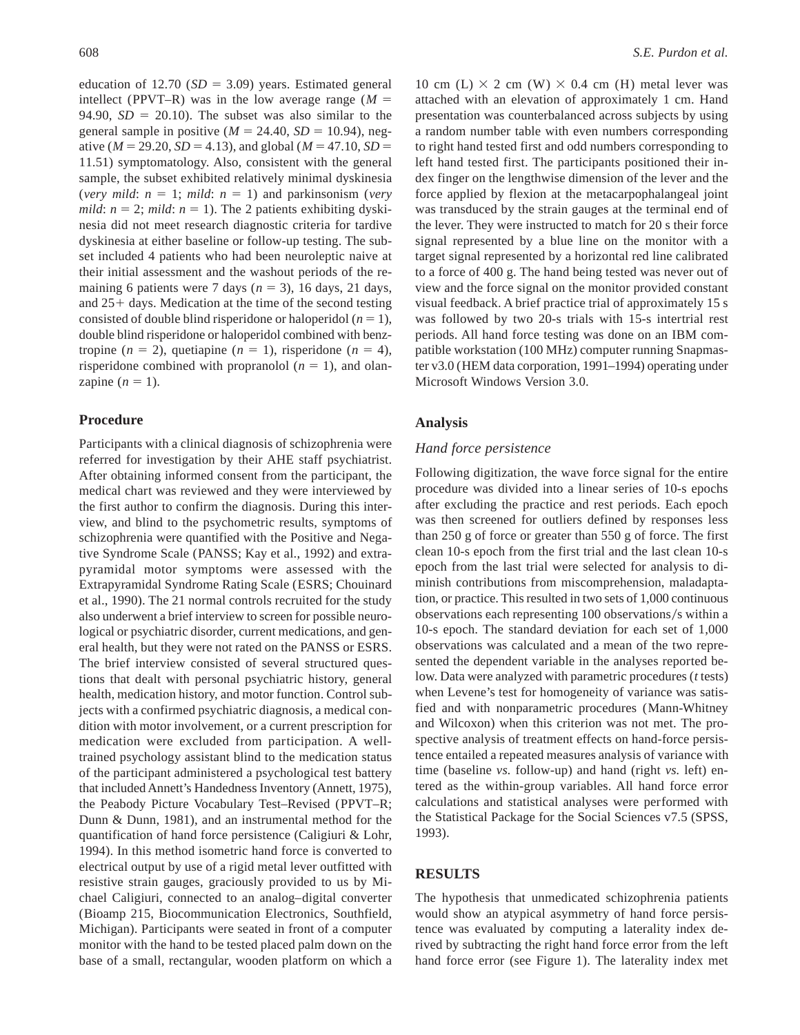education of 12.70 ($SD$ = 3.09) years. Estimated general intellect (PPVT–R) was in the low average range ($M$ = 94.90, $SD$ = 20.10). The subset was also similar to the general sample in positive ($M$ = 24.40, $SD$ = 10.94), negative ($M$ = 29.20, $SD$ = 4.13), and global ($M$ = 47.10, $SD$ = 11.51) symptomatology. Also, consistent with the general sample, the subset exhibited relatively minimal dyskinesia (*very mild*: $n$ = 1; *mild*: $n$ = 1) and parkinsonism (*very mild*: $n$ = 2; *mild*: $n$ = 1). The 2 patients exhibiting dyskinesia did not meet research diagnostic criteria for tardive dyskinesia at either baseline or follow-up testing. The subset included 4 patients who had been neuroleptic naive at their initial assessment and the washout periods of the remaining 6 patients were 7 days ($n$ = 3), 16 days, 21 days, and 25+ days. Medication at the time of the second testing consisted of double blind risperidone or haloperidol ($n$ = 1), double blind risperidone or haloperidol combined with benztropine ($n$ = 2), quetiapine ($n$ = 1), risperidone ($n$ = 4), risperidone combined with propranolol ($n$ = 1), and olanzapine ($n$ = 1).

## Procedure

Participants with a clinical diagnosis of schizophrenia were referred for investigation by their AHE staff psychiatrist. After obtaining informed consent from the participant, the medical chart was reviewed and they were interviewed by the first author to confirm the diagnosis. During this interview, and blind to the psychometric results, symptoms of schizophrenia were quantified with the Positive and Negative Syndrome Scale (PANSS; Kay et al., 1992) and extrapyramidal motor symptoms were assessed with the Extrapyramidal Syndrome Rating Scale (ESRS; Chouinard et al., 1990). The 21 normal controls recruited for the study also underwent a brief interview to screen for possible neurological or psychiatric disorder, current medications, and general health, but they were not rated on the PANSS or ESRS. The brief interview consisted of several structured questions that dealt with personal psychiatric history, general health, medication history, and motor function. Control subjects with a confirmed psychiatric diagnosis, a medical condition with motor involvement, or a current prescription for medication were excluded from participation. A well-trained psychology assistant blind to the medication status of the participant administered a psychological test battery that included Annett's Handedness Inventory (Annett, 1975), the Peabody Picture Vocabulary Test–Revised (PPVT–R; Dunn & Dunn, 1981), and an instrumental method for the quantification of hand force persistence (Caligiuri & Lohr, 1994). In this method isometric hand force is converted to electrical output by use of a rigid metal lever outfitted with resistive strain gauges, graciously provided to us by Michael Caligiuri, connected to an analog–digital converter (Bioamp 215, Biocommunication Electronics, Southfield, Michigan). Participants were seated in front of a computer monitor with the hand to be tested placed palm down on the base of a small, rectangular, wooden platform on which a 10 cm (L) × 2 cm (W) × 0.4 cm (H) metal lever was attached with an elevation of approximately 1 cm. Hand presentation was counterbalanced across subjects by using a random number table with even numbers corresponding to right hand tested first and odd numbers corresponding to left hand tested first. The participants positioned their index finger on the lengthwise dimension of the lever and the force applied by flexion at the metacarpophalangeal joint was transduced by the strain gauges at the terminal end of the lever. They were instructed to match for 20 s their force signal represented by a blue line on the monitor with a target signal represented by a horizontal red line calibrated to a force of 400 g. The hand being tested was never out of view and the force signal on the monitor provided constant visual feedback. A brief practice trial of approximately 15 s was followed by two 20-s trials with 15-s intertrial rest periods. All hand force testing was done on an IBM compatible workstation (100 MHz) computer running Snapmaster v3.0 (HEM data corporation, 1991–1994) operating under Microsoft Windows Version 3.0.

## Analysis

### *Hand force persistence*

Following digitization, the wave force signal for the entire procedure was divided into a linear series of 10-s epochs after excluding the practice and rest periods. Each epoch was then screened for outliers defined by responses less than 250 g of force or greater than 550 g of force. The first clean 10-s epoch from the first trial and the last clean 10-s epoch from the last trial were selected for analysis to diminish contributions from miscomprehension, maladaptation, or practice. This resulted in two sets of 1,000 continuous observations each representing 100 observations/s within a 10-s epoch. The standard deviation for each set of 1,000 observations was calculated and a mean of the two represented the dependent variable in the analyses reported below. Data were analyzed with parametric procedures ($t$ tests) when Levene's test for homogeneity of variance was satisfied and with nonparametric procedures (Mann-Whitney and Wilcoxon) when this criterion was not met. The prospective analysis of treatment effects on hand-force persistence entailed a repeated measures analysis of variance with time (baseline *vs.* follow-up) and hand (right *vs.* left) entered as the within-group variables. All hand force error calculations and statistical analyses were performed with the Statistical Package for the Social Sciences v7.5 (SPSS, 1993).

## RESULTS

The hypothesis that unmedicated schizophrenia patients would show an atypical asymmetry of hand force persistence was evaluated by computing a laterality index derived by subtracting the right hand force error from the left hand force error (see Figure 1). The laterality index met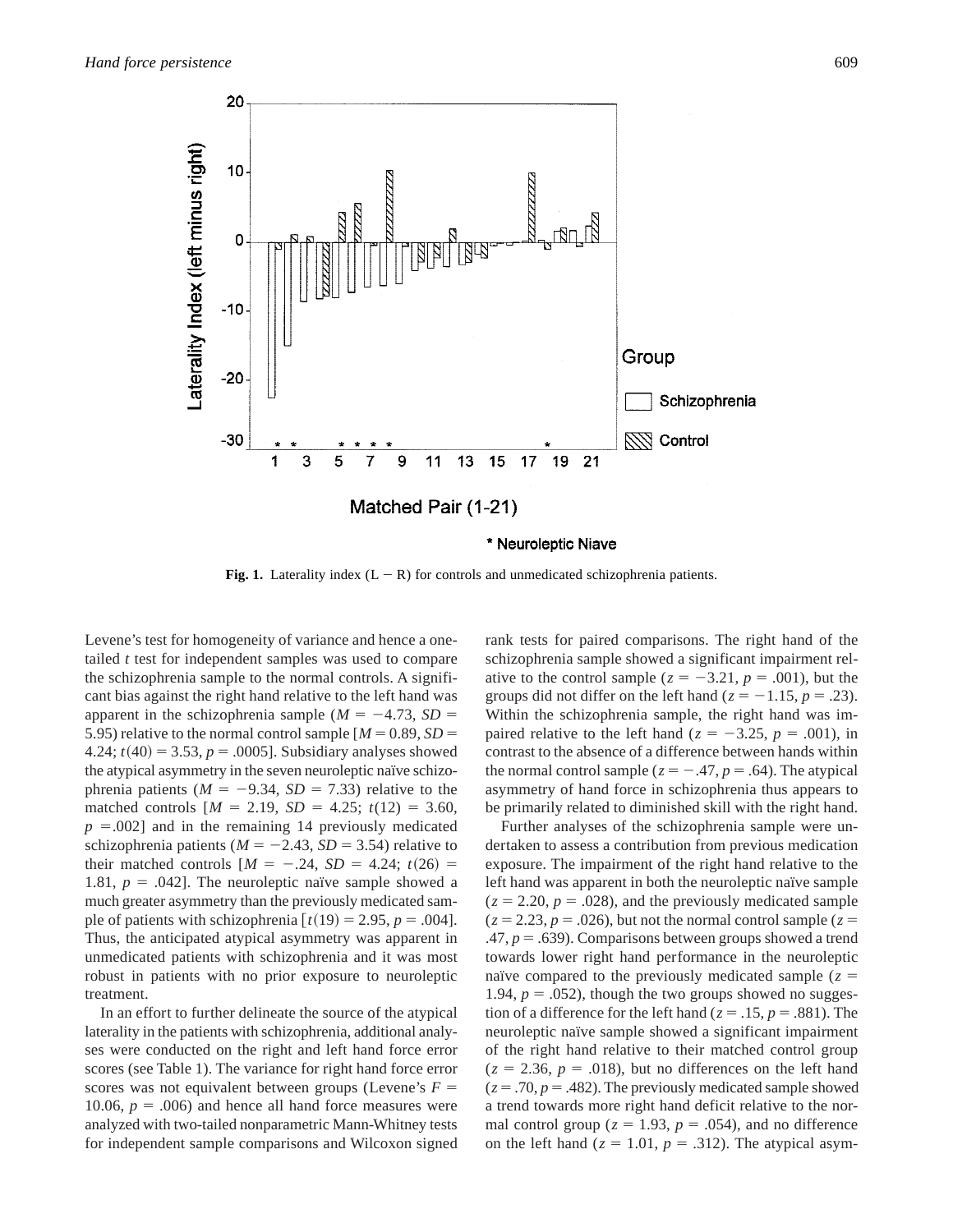**Fig. 1.** Laterality index (L − R) for controls and unmedicated schizophrenia patients.

Levene's test for homogeneity of variance and hence a one-tailed *t* test for independent samples was used to compare the schizophrenia sample to the normal controls. A significant bias against the right hand relative to the left hand was apparent in the schizophrenia sample ($M = -4.73$, $SD = 5.95$) relative to the normal control sample [$M = 0.89$, $SD = 4.24$; $t(40) = 3.53$, $p = .0005$]. Subsidiary analyses showed the atypical asymmetry in the seven neuroleptic naïve schizophrenia patients ($M = -9.34$, $SD = 7.33$) relative to the matched controls [$M = 2.19$, $SD = 4.25$; $t(12) = 3.60$, $p = .002$] and in the remaining 14 previously medicated schizophrenia patients ($M = -2.43$, $SD = 3.54$) relative to their matched controls [$M = -.24$, $SD = 4.24$; $t(26) = 1.81$, $p = .042$]. The neuroleptic naïve sample showed a much greater asymmetry than the previously medicated sample of patients with schizophrenia [$t(19) = 2.95$, $p = .004$]. Thus, the anticipated atypical asymmetry was apparent in unmedicated patients with schizophrenia and it was most robust in patients with no prior exposure to neuroleptic treatment.

In an effort to further delineate the source of the atypical laterality in the patients with schizophrenia, additional analyses were conducted on the right and left hand force error scores (see Table 1). The variance for right hand force error scores was not equivalent between groups (Levene's $F = 10.06$, $p = .006$) and hence all hand force measures were analyzed with two-tailed nonparametric Mann-Whitney tests for independent sample comparisons and Wilcoxon signed rank tests for paired comparisons. The right hand of the schizophrenia sample showed a significant impairment relative to the control sample ($z = -3.21$, $p = .001$), but the groups did not differ on the left hand ($z = -1.15$, $p = .23$). Within the schizophrenia sample, the right hand was impaired relative to the left hand ($z = -3.25$, $p = .001$), in contrast to the absence of a difference between hands within the normal control sample ($z = -.47$, $p = .64$). The atypical asymmetry of hand force in schizophrenia thus appears to be primarily related to diminished skill with the right hand.

Further analyses of the schizophrenia sample were undertaken to assess a contribution from previous medication exposure. The impairment of the right hand relative to the left hand was apparent in both the neuroleptic naïve sample ($z = 2.20$, $p = .028$), and the previously medicated sample ($z = 2.23$, $p = .026$), but not the normal control sample ($z = .47$, $p = .639$). Comparisons between groups showed a trend towards lower right hand performance in the neuroleptic naïve compared to the previously medicated sample ($z = 1.94$, $p = .052$), though the two groups showed no suggestion of a difference for the left hand ($z = .15$, $p = .881$). The neuroleptic naïve sample showed a significant impairment of the right hand relative to their matched control group ($z = 2.36$, $p = .018$), but no differences on the left hand ($z = .70$, $p = .482$). The previously medicated sample showed a trend towards more right hand deficit relative to the normal control group ($z = 1.93$, $p = .054$), and no difference on the left hand ($z = 1.01$, $p = .312$). The atypical asym-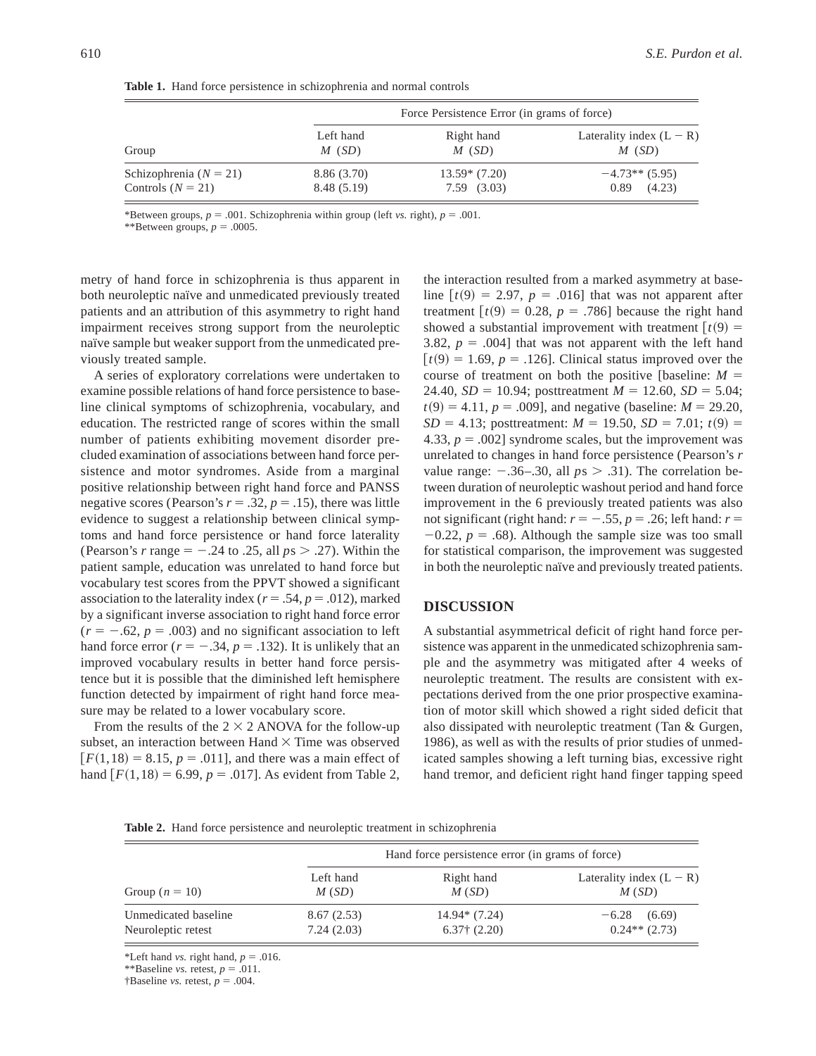**Table 1.** Hand force persistence in schizophrenia and normal controls

| Group | Force Persistence Error (in grams of force) | | |
|---|---|---|---|
| | Left hand $M$ ($SD$) | Right hand $M$ ($SD$) | Laterality index (L − R) $M$ ($SD$) |
| Schizophrenia ($N = 21$) | 8.86 (3.70) | 13.59* (7.20) | −4.73** (5.95) |
| Controls ($N = 21$) | 8.48 (5.19) | 7.59 (3.03) | 0.89 (4.23) |

*Between groups, $p = .001$. Schizophrenia within group (left *vs.* right), $p = .001$.
**Between groups, $p = .0005$.

metry of hand force in schizophrenia is thus apparent in both neuroleptic naïve and unmedicated previously treated patients and an attribution of this asymmetry to right hand impairment receives strong support from the neuroleptic naïve sample but weaker support from the unmedicated previously treated sample.

A series of exploratory correlations were undertaken to examine possible relations of hand force persistence to baseline clinical symptoms of schizophrenia, vocabulary, and education. The restricted range of scores within the small number of patients exhibiting movement disorder precluded examination of associations between hand force persistence and motor syndromes. Aside from a marginal positive relationship between right hand force and PANSS negative scores (Pearson's $r = .32$, $p = .15$), there was little evidence to suggest a relationship between clinical symptoms and hand force persistence or hand force laterality (Pearson's $r$ range $= -.24$ to $.25$, all $ps > .27$). Within the patient sample, education was unrelated to hand force but vocabulary test scores from the PPVT showed a significant association to the laterality index ($r = .54$, $p = .012$), marked by a significant inverse association to right hand force error ($r = -.62$, $p = .003$) and no significant association to left hand force error ($r = -.34$, $p = .132$). It is unlikely that an improved vocabulary results in better hand force persistence but it is possible that the diminished left hemisphere function detected by impairment of right hand force measure may be related to a lower vocabulary score.

From the results of the $2 \times 2$ ANOVA for the follow-up subset, an interaction between Hand $\times$ Time was observed [$F(1,18) = 8.15$, $p = .011$], and there was a main effect of hand [$F(1,18) = 6.99$, $p = .017$]. As evident from Table 2, the interaction resulted from a marked asymmetry at baseline [$t(9) = 2.97$, $p = .016$] that was not apparent after treatment [$t(9) = 0.28$, $p = .786$] because the right hand showed a substantial improvement with treatment [$t(9) = 3.82$, $p = .004$] that was not apparent with the left hand [$t(9) = 1.69$, $p = .126$]. Clinical status improved over the course of treatment on both the positive [baseline: $M = 24.40$, $SD = 10.94$; posttreatment $M = 12.60$, $SD = 5.04$; $t(9) = 4.11$, $p = .009$], and negative (baseline: $M = 29.20$, $SD = 4.13$; posttreatment: $M = 19.50$, $SD = 7.01$; $t(9) = 4.33$, $p = .002$] syndrome scales, but the improvement was unrelated to changes in hand force persistence (Pearson's $r$ value range: $-.36$–$.30$, all $ps > .31$). The correlation between duration of neuroleptic washout period and hand force improvement in the 6 previously treated patients was also not significant (right hand: $r = -.55$, $p = .26$; left hand: $r = -0.22$, $p = .68$). Although the sample size was too small for statistical comparison, the improvement was suggested in both the neuroleptic naïve and previously treated patients.

## DISCUSSION

A substantial asymmetrical deficit of right hand force persistence was apparent in the unmedicated schizophrenia sample and the asymmetry was mitigated after 4 weeks of neuroleptic treatment. The results are consistent with expectations derived from the one prior prospective examination of motor skill which showed a right sided deficit that also dissipated with neuroleptic treatment (Tan & Gurgen, 1986), as well as with the results of prior studies of unmedicated samples showing a left turning bias, excessive right hand tremor, and deficient right hand finger tapping speed

**Table 2.** Hand force persistence and neuroleptic treatment in schizophrenia

| Group ($n = 10$) | Hand force persistence error (in grams of force) | | |
|---|---|---|---|
| | Left hand $M$ ($SD$) | Right hand $M$ ($SD$) | Laterality index (L − R) $M$ ($SD$) |
| Unmedicated baseline | 8.67 (2.53) | 14.94* (7.24) | −6.28 (6.69) |
| Neuroleptic retest | 7.24 (2.03) | 6.37† (2.20) | 0.24** (2.73) |

*Left hand *vs.* right hand, $p = .016$.
**Baseline *vs.* retest, $p = .011$.
†Baseline *vs.* retest, $p = .004$.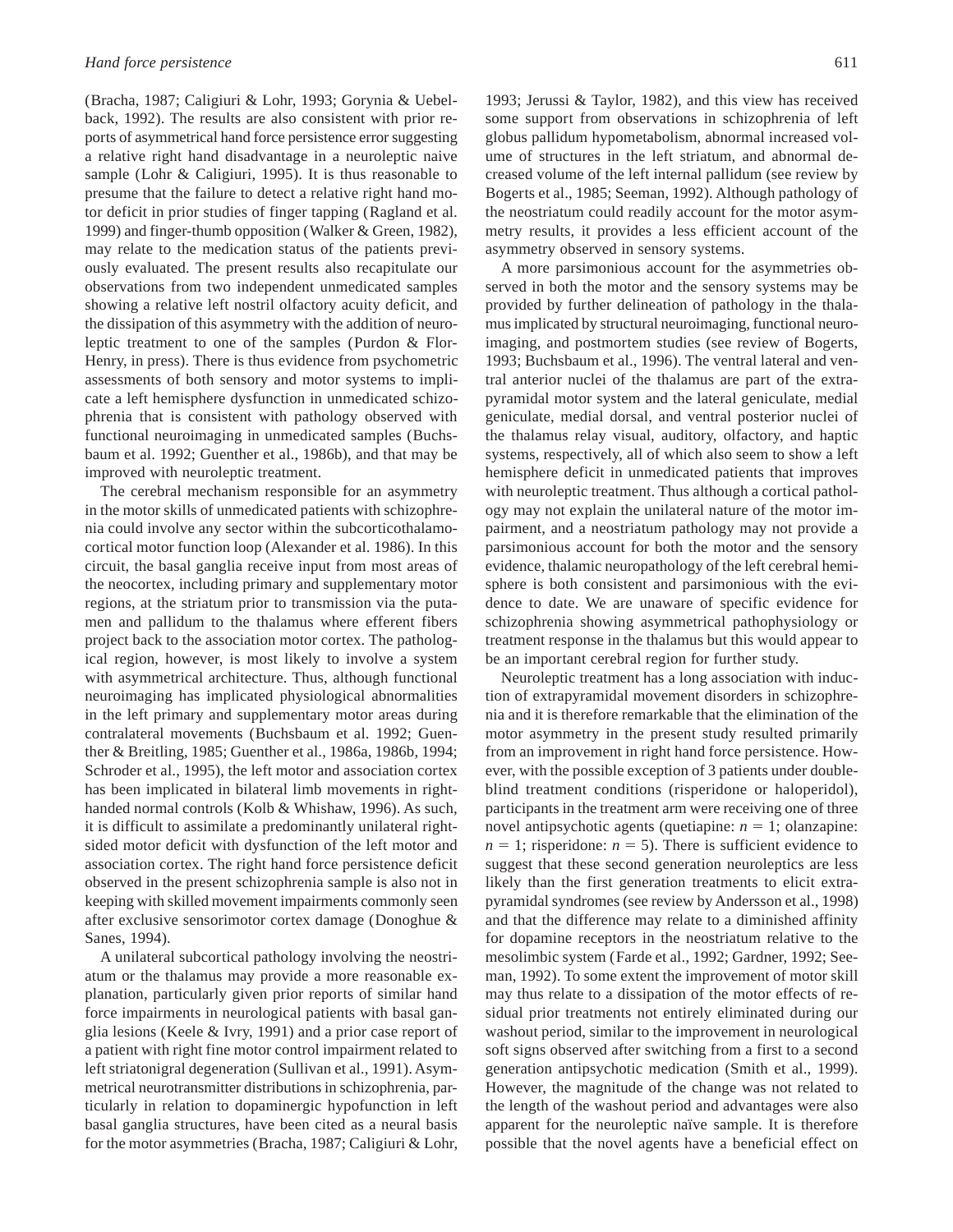(Bracha, 1987; Caligiuri & Lohr, 1993; Gorynia & Uebelback, 1992). The results are also consistent with prior reports of asymmetrical hand force persistence error suggesting a relative right hand disadvantage in a neuroleptic naive sample (Lohr & Caligiuri, 1995). It is thus reasonable to presume that the failure to detect a relative right hand motor deficit in prior studies of finger tapping (Ragland et al. 1999) and finger-thumb opposition (Walker & Green, 1982), may relate to the medication status of the patients previously evaluated. The present results also recapitulate our observations from two independent unmedicated samples showing a relative left nostril olfactory acuity deficit, and the dissipation of this asymmetry with the addition of neuroleptic treatment to one of the samples (Purdon & Flor-Henry, in press). There is thus evidence from psychometric assessments of both sensory and motor systems to implicate a left hemisphere dysfunction in unmedicated schizophrenia that is consistent with pathology observed with functional neuroimaging in unmedicated samples (Buchsbaum et al. 1992; Guenther et al., 1986b), and that may be improved with neuroleptic treatment.

The cerebral mechanism responsible for an asymmetry in the motor skills of unmedicated patients with schizophrenia could involve any sector within the subcorticothalamocortical motor function loop (Alexander et al. 1986). In this circuit, the basal ganglia receive input from most areas of the neocortex, including primary and supplementary motor regions, at the striatum prior to transmission via the putamen and pallidum to the thalamus where efferent fibers project back to the association motor cortex. The pathological region, however, is most likely to involve a system with asymmetrical architecture. Thus, although functional neuroimaging has implicated physiological abnormalities in the left primary and supplementary motor areas during contralateral movements (Buchsbaum et al. 1992; Guenther & Breitling, 1985; Guenther et al., 1986a, 1986b, 1994; Schroder et al., 1995), the left motor and association cortex has been implicated in bilateral limb movements in right-handed normal controls (Kolb & Whishaw, 1996). As such, it is difficult to assimilate a predominantly unilateral right-sided motor deficit with dysfunction of the left motor and association cortex. The right hand force persistence deficit observed in the present schizophrenia sample is also not in keeping with skilled movement impairments commonly seen after exclusive sensorimotor cortex damage (Donoghue & Sanes, 1994).

A unilateral subcortical pathology involving the neostriatum or the thalamus may provide a more reasonable explanation, particularly given prior reports of similar hand force impairments in neurological patients with basal ganglia lesions (Keele & Ivry, 1991) and a prior case report of a patient with right fine motor control impairment related to left striatonigral degeneration (Sullivan et al., 1991). Asymmetrical neurotransmitter distributions in schizophrenia, particularly in relation to dopaminergic hypofunction in left basal ganglia structures, have been cited as a neural basis for the motor asymmetries (Bracha, 1987; Caligiuri & Lohr, 1993; Jerussi & Taylor, 1982), and this view has received some support from observations in schizophrenia of left globus pallidum hypometabolism, abnormal increased volume of structures in the left striatum, and abnormal decreased volume of the left internal pallidum (see review by Bogerts et al., 1985; Seeman, 1992). Although pathology of the neostriatum could readily account for the motor asymmetry results, it provides a less efficient account of the asymmetry observed in sensory systems.

A more parsimonious account for the asymmetries observed in both the motor and the sensory systems may be provided by further delineation of pathology in the thalamus implicated by structural neuroimaging, functional neuroimaging, and postmortem studies (see review of Bogerts, 1993; Buchsbaum et al., 1996). The ventral lateral and ventral anterior nuclei of the thalamus are part of the extrapyramidal motor system and the lateral geniculate, medial geniculate, medial dorsal, and ventral posterior nuclei of the thalamus relay visual, auditory, olfactory, and haptic systems, respectively, all of which also seem to show a left hemisphere deficit in unmedicated patients that improves with neuroleptic treatment. Thus although a cortical pathology may not explain the unilateral nature of the motor impairment, and a neostriatum pathology may not provide a parsimonious account for both the motor and the sensory evidence, thalamic neuropathology of the left cerebral hemisphere is both consistent and parsimonious with the evidence to date. We are unaware of specific evidence for schizophrenia showing asymmetrical pathophysiology or treatment response in the thalamus but this would appear to be an important cerebral region for further study.

Neuroleptic treatment has a long association with induction of extrapyramidal movement disorders in schizophrenia and it is therefore remarkable that the elimination of the motor asymmetry in the present study resulted primarily from an improvement in right hand force persistence. However, with the possible exception of 3 patients under double-blind treatment conditions (risperidone or haloperidol), participants in the treatment arm were receiving one of three novel antipsychotic agents (quetiapine: $n = 1$; olanzapine: $n = 1$; risperidone: $n = 5$). There is sufficient evidence to suggest that these second generation neuroleptics are less likely than the first generation treatments to elicit extrapyramidal syndromes (see review by Andersson et al., 1998) and that the difference may relate to a diminished affinity for dopamine receptors in the neostriatum relative to the mesolimbic system (Farde et al., 1992; Gardner, 1992; Seeman, 1992). To some extent the improvement of motor skill may thus relate to a dissipation of the motor effects of residual prior treatments not entirely eliminated during our washout period, similar to the improvement in neurological soft signs observed after switching from a first to a second generation antipsychotic medication (Smith et al., 1999). However, the magnitude of the change was not related to the length of the washout period and advantages were also apparent for the neuroleptic naïve sample. It is therefore possible that the novel agents have a beneficial effect on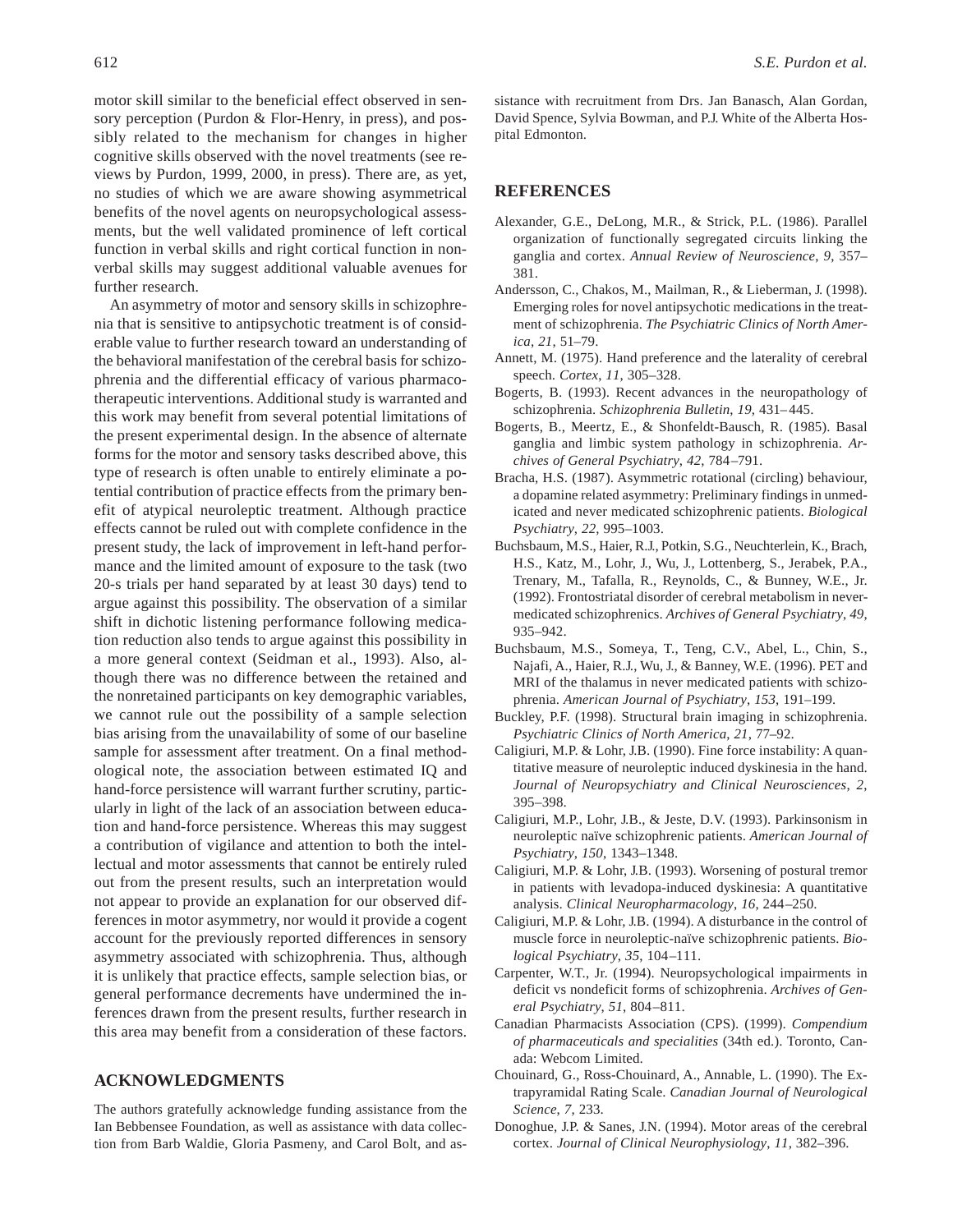motor skill similar to the beneficial effect observed in sensory perception (Purdon & Flor-Henry, in press), and possibly related to the mechanism for changes in higher cognitive skills observed with the novel treatments (see reviews by Purdon, 1999, 2000, in press). There are, as yet, no studies of which we are aware showing asymmetrical benefits of the novel agents on neuropsychological assessments, but the well validated prominence of left cortical function in verbal skills and right cortical function in nonverbal skills may suggest additional valuable avenues for further research.

An asymmetry of motor and sensory skills in schizophrenia that is sensitive to antipsychotic treatment is of considerable value to further research toward an understanding of the behavioral manifestation of the cerebral basis for schizophrenia and the differential efficacy of various pharmacotherapeutic interventions. Additional study is warranted and this work may benefit from several potential limitations of the present experimental design. In the absence of alternate forms for the motor and sensory tasks described above, this type of research is often unable to entirely eliminate a potential contribution of practice effects from the primary benefit of atypical neuroleptic treatment. Although practice effects cannot be ruled out with complete confidence in the present study, the lack of improvement in left-hand performance and the limited amount of exposure to the task (two 20-s trials per hand separated by at least 30 days) tend to argue against this possibility. The observation of a similar shift in dichotic listening performance following medication reduction also tends to argue against this possibility in a more general context (Seidman et al., 1993). Also, although there was no difference between the retained and the nonretained participants on key demographic variables, we cannot rule out the possibility of a sample selection bias arising from the unavailability of some of our baseline sample for assessment after treatment. On a final methodological note, the association between estimated IQ and hand-force persistence will warrant further scrutiny, particularly in light of the lack of an association between education and hand-force persistence. Whereas this may suggest a contribution of vigilance and attention to both the intellectual and motor assessments that cannot be entirely ruled out from the present results, such an interpretation would not appear to provide an explanation for our observed differences in motor asymmetry, nor would it provide a cogent account for the previously reported differences in sensory asymmetry associated with schizophrenia. Thus, although it is unlikely that practice effects, sample selection bias, or general performance decrements have undermined the inferences drawn from the present results, further research in this area may benefit from a consideration of these factors.

## ACKNOWLEDGMENTS

The authors gratefully acknowledge funding assistance from the Ian Bebbensee Foundation, as well as assistance with data collection from Barb Waldie, Gloria Pasmeny, and Carol Bolt, and assistance with recruitment from Drs. Jan Banasch, Alan Gordan, David Spence, Sylvia Bowman, and P.J. White of the Alberta Hospital Edmonton.

## REFERENCES

Alexander, G.E., DeLong, M.R., & Strick, P.L. (1986). Parallel organization of functionally segregated circuits linking the ganglia and cortex. *Annual Review of Neuroscience*, *9*, 357–381.

Andersson, C., Chakos, M., Mailman, R., & Lieberman, J. (1998). Emerging roles for novel antipsychotic medications in the treatment of schizophrenia. *The Psychiatric Clinics of North America*, *21*, 51–79.

Annett, M. (1975). Hand preference and the laterality of cerebral speech. *Cortex*, *11*, 305–328.

Bogerts, B. (1993). Recent advances in the neuropathology of schizophrenia. *Schizophrenia Bulletin*, *19*, 431–445.

Bogerts, B., Meertz, E., & Shonfeldt-Bausch, R. (1985). Basal ganglia and limbic system pathology in schizophrenia. *Archives of General Psychiatry*, *42*, 784–791.

Bracha, H.S. (1987). Asymmetric rotational (circling) behaviour, a dopamine related asymmetry: Preliminary findings in unmedicated and never medicated schizophrenic patients. *Biological Psychiatry*, *22*, 995–1003.

Buchsbaum, M.S., Haier, R.J., Potkin, S.G., Neuchterlein, K., Brach, H.S., Katz, M., Lohr, J., Wu, J., Lottenberg, S., Jerabek, P.A., Trenary, M., Tafalla, R., Reynolds, C., & Bunney, W.E., Jr. (1992). Frontostriatal disorder of cerebral metabolism in never-medicated schizophrenics. *Archives of General Psychiatry*, *49*, 935–942.

Buchsbaum, M.S., Someya, T., Teng, C.V., Abel, L., Chin, S., Najafi, A., Haier, R.J., Wu, J., & Banney, W.E. (1996). PET and MRI of the thalamus in never medicated patients with schizophrenia. *American Journal of Psychiatry*, *153*, 191–199.

Buckley, P.F. (1998). Structural brain imaging in schizophrenia. *Psychiatric Clinics of North America*, *21*, 77–92.

Caligiuri, M.P. & Lohr, J.B. (1990). Fine force instability: A quantitative measure of neuroleptic induced dyskinesia in the hand. *Journal of Neuropsychiatry and Clinical Neurosciences*, *2*, 395–398.

Caligiuri, M.P., Lohr, J.B., & Jeste, D.V. (1993). Parkinsonism in neuroleptic naïve schizophrenic patients. *American Journal of Psychiatry*, *150*, 1343–1348.

Caligiuri, M.P. & Lohr, J.B. (1993). Worsening of postural tremor in patients with levadopa-induced dyskinesia: A quantitative analysis. *Clinical Neuropharmacology*, *16*, 244–250.

Caligiuri, M.P. & Lohr, J.B. (1994). A disturbance in the control of muscle force in neuroleptic-naïve schizophrenic patients. *Biological Psychiatry*, *35*, 104–111.

Carpenter, W.T., Jr. (1994). Neuropsychological impairments in deficit vs nondeficit forms of schizophrenia. *Archives of General Psychiatry*, *51*, 804–811.

Canadian Pharmacists Association (CPS). (1999). *Compendium of pharmaceuticals and specialities* (34th ed.). Toronto, Canada: Webcom Limited.

Chouinard, G., Ross-Chouinard, A., Annable, L. (1990). The Extrapyramidal Rating Scale. *Canadian Journal of Neurological Science*, *7*, 233.

Donoghue, J.P. & Sanes, J.N. (1994). Motor areas of the cerebral cortex. *Journal of Clinical Neurophysiology*, *11*, 382–396.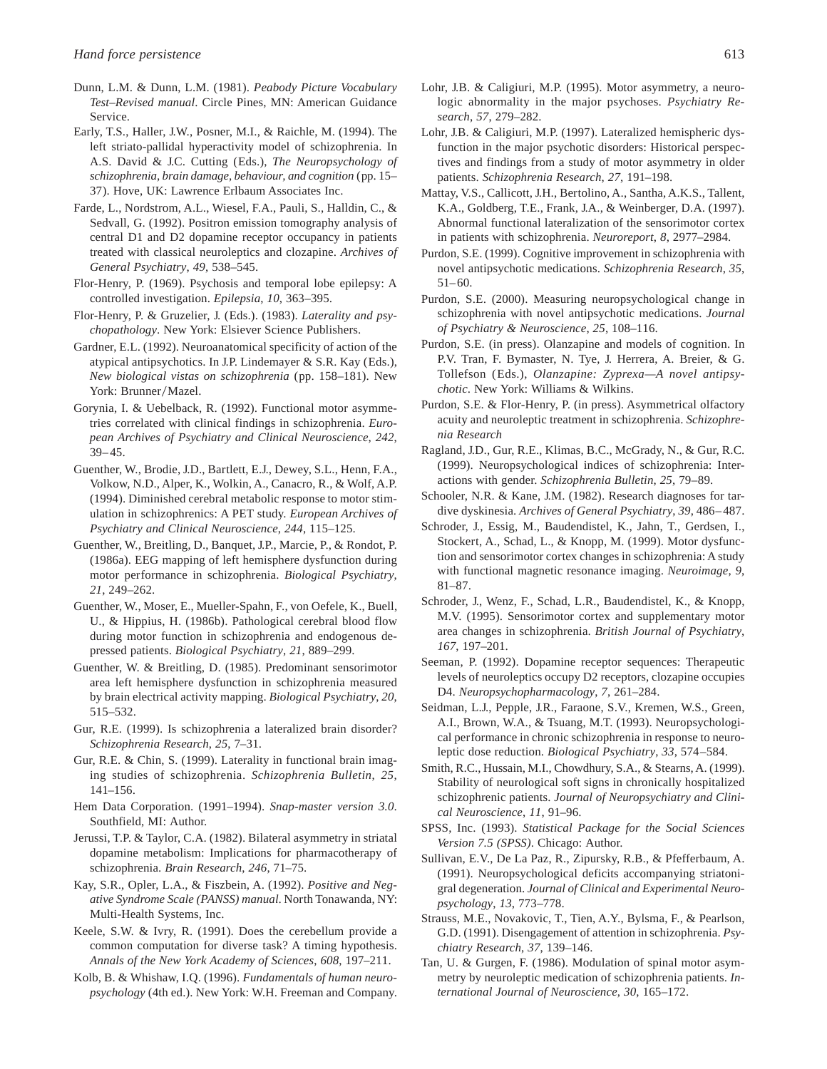Dunn, L.M. & Dunn, L.M. (1981). *Peabody Picture Vocabulary Test–Revised manual*. Circle Pines, MN: American Guidance Service.

Early, T.S., Haller, J.W., Posner, M.I., & Raichle, M. (1994). The left striato-pallidal hyperactivity model of schizophrenia. In A.S. David & J.C. Cutting (Eds.), *The Neuropsychology of schizophrenia, brain damage, behaviour, and cognition* (pp. 15–37). Hove, UK: Lawrence Erlbaum Associates Inc.

Farde, L., Nordstrom, A.L., Wiesel, F.A., Pauli, S., Halldin, C., & Sedvall, G. (1992). Positron emission tomography analysis of central D1 and D2 dopamine receptor occupancy in patients treated with classical neuroleptics and clozapine. *Archives of General Psychiatry*, *49*, 538–545.

Flor-Henry, P. (1969). Psychosis and temporal lobe epilepsy: A controlled investigation. *Epilepsia*, *10*, 363–395.

Flor-Henry, P. & Gruzelier, J. (Eds.). (1983). *Laterality and psychopathology*. New York: Elsiever Science Publishers.

Gardner, E.L. (1992). Neuroanatomical specificity of action of the atypical antipsychotics. In J.P. Lindemayer & S.R. Kay (Eds.), *New biological vistas on schizophrenia* (pp. 158–181). New York: Brunner/Mazel.

Gorynia, I. & Uebelback, R. (1992). Functional motor asymmetries correlated with clinical findings in schizophrenia. *European Archives of Psychiatry and Clinical Neuroscience, 242*, 39–45.

Guenther, W., Brodie, J.D., Bartlett, E.J., Dewey, S.L., Henn, F.A., Volkow, N.D., Alper, K., Wolkin, A., Canacro, R., & Wolf, A.P. (1994). Diminished cerebral metabolic response to motor stimulation in schizophrenics: A PET study. *European Archives of Psychiatry and Clinical Neuroscience, 244*, 115–125.

Guenther, W., Breitling, D., Banquet, J.P., Marcie, P., & Rondot, P. (1986a). EEG mapping of left hemisphere dysfunction during motor performance in schizophrenia. *Biological Psychiatry, 21*, 249–262.

Guenther, W., Moser, E., Mueller-Spahn, F., von Oefele, K., Buell, U., & Hippius, H. (1986b). Pathological cerebral blood flow during motor function in schizophrenia and endogenous depressed patients. *Biological Psychiatry*, *21*, 889–299.

Guenther, W. & Breitling, D. (1985). Predominant sensorimotor area left hemisphere dysfunction in schizophrenia measured by brain electrical activity mapping. *Biological Psychiatry*, *20*, 515–532.

Gur, R.E. (1999). Is schizophrenia a lateralized brain disorder? *Schizophrenia Research*, *25*, 7–31.

Gur, R.E. & Chin, S. (1999). Laterality in functional brain imaging studies of schizophrenia. *Schizophrenia Bulletin*, *25*, 141–156.

Hem Data Corporation. (1991–1994). *Snap-master version 3.0*. Southfield, MI: Author.

Jerussi, T.P. & Taylor, C.A. (1982). Bilateral asymmetry in striatal dopamine metabolism: Implications for pharmacotherapy of schizophrenia. *Brain Research*, *246*, 71–75.

Kay, S.R., Opler, L.A., & Fiszbein, A. (1992). *Positive and Negative Syndrome Scale (PANSS) manual*. North Tonawanda, NY: Multi-Health Systems, Inc.

Keele, S.W. & Ivry, R. (1991). Does the cerebellum provide a common computation for diverse task? A timing hypothesis. *Annals of the New York Academy of Sciences*, *608*, 197–211.

Kolb, B. & Whishaw, I.Q. (1996). *Fundamentals of human neuropsychology* (4th ed.). New York: W.H. Freeman and Company.

Lohr, J.B. & Caligiuri, M.P. (1995). Motor asymmetry, a neurologic abnormality in the major psychoses. *Psychiatry Research*, *57*, 279–282.

Lohr, J.B. & Caligiuri, M.P. (1997). Lateralized hemispheric dysfunction in the major psychotic disorders: Historical perspectives and findings from a study of motor asymmetry in older patients. *Schizophrenia Research*, *27*, 191–198.

Mattay, V.S., Callicott, J.H., Bertolino, A., Santha, A.K.S., Tallent, K.A., Goldberg, T.E., Frank, J.A., & Weinberger, D.A. (1997). Abnormal functional lateralization of the sensorimotor cortex in patients with schizophrenia. *Neuroreport*, *8*, 2977–2984.

Purdon, S.E. (1999). Cognitive improvement in schizophrenia with novel antipsychotic medications. *Schizophrenia Research*, *35*, 51–60.

Purdon, S.E. (2000). Measuring neuropsychological change in schizophrenia with novel antipsychotic medications. *Journal of Psychiatry & Neuroscience*, *25*, 108–116.

Purdon, S.E. (in press). Olanzapine and models of cognition. In P.V. Tran, F. Bymaster, N. Tye, J. Herrera, A. Breier, & G. Tollefson (Eds.), *Olanzapine: Zyprexa—A novel antipsychotic*. New York: Williams & Wilkins.

Purdon, S.E. & Flor-Henry, P. (in press). Asymmetrical olfactory acuity and neuroleptic treatment in schizophrenia. *Schizophrenia Research*

Ragland, J.D., Gur, R.E., Klimas, B.C., McGrady, N., & Gur, R.C. (1999). Neuropsychological indices of schizophrenia: Interactions with gender. *Schizophrenia Bulletin*, *25*, 79–89.

Schooler, N.R. & Kane, J.M. (1982). Research diagnoses for tardive dyskinesia. *Archives of General Psychiatry*, *39*, 486–487.

Schroder, J., Essig, M., Baudendistel, K., Jahn, T., Gerdsen, I., Stockert, A., Schad, L., & Knopp, M. (1999). Motor dysfunction and sensorimotor cortex changes in schizophrenia: A study with functional magnetic resonance imaging. *Neuroimage*, *9*, 81–87.

Schroder, J., Wenz, F., Schad, L.R., Baudendistel, K., & Knopp, M.V. (1995). Sensorimotor cortex and supplementary motor area changes in schizophrenia. *British Journal of Psychiatry*, *167*, 197–201.

Seeman, P. (1992). Dopamine receptor sequences: Therapeutic levels of neuroleptics occupy D2 receptors, clozapine occupies D4. *Neuropsychopharmacology*, *7*, 261–284.

Seidman, L.J., Pepple, J.R., Faraone, S.V., Kremen, W.S., Green, A.I., Brown, W.A., & Tsuang, M.T. (1993). Neuropsychological performance in chronic schizophrenia in response to neuroleptic dose reduction. *Biological Psychiatry*, *33*, 574–584.

Smith, R.C., Hussain, M.I., Chowdhury, S.A., & Stearns, A. (1999). Stability of neurological soft signs in chronically hospitalized schizophrenic patients. *Journal of Neuropsychiatry and Clinical Neuroscience*, *11*, 91–96.

SPSS, Inc. (1993). *Statistical Package for the Social Sciences Version 7.5 (SPSS)*. Chicago: Author.

Sullivan, E.V., De La Paz, R., Zipursky, R.B., & Pfefferbaum, A. (1991). Neuropsychological deficits accompanying striatonigral degeneration. *Journal of Clinical and Experimental Neuropsychology*, *13*, 773–778.

Strauss, M.E., Novakovic, T., Tien, A.Y., Bylsma, F., & Pearlson, G.D. (1991). Disengagement of attention in schizophrenia. *Psychiatry Research*, *37*, 139–146.

Tan, U. & Gurgen, F. (1986). Modulation of spinal motor asymmetry by neuroleptic medication of schizophrenia patients. *International Journal of Neuroscience, 30*, 165–172.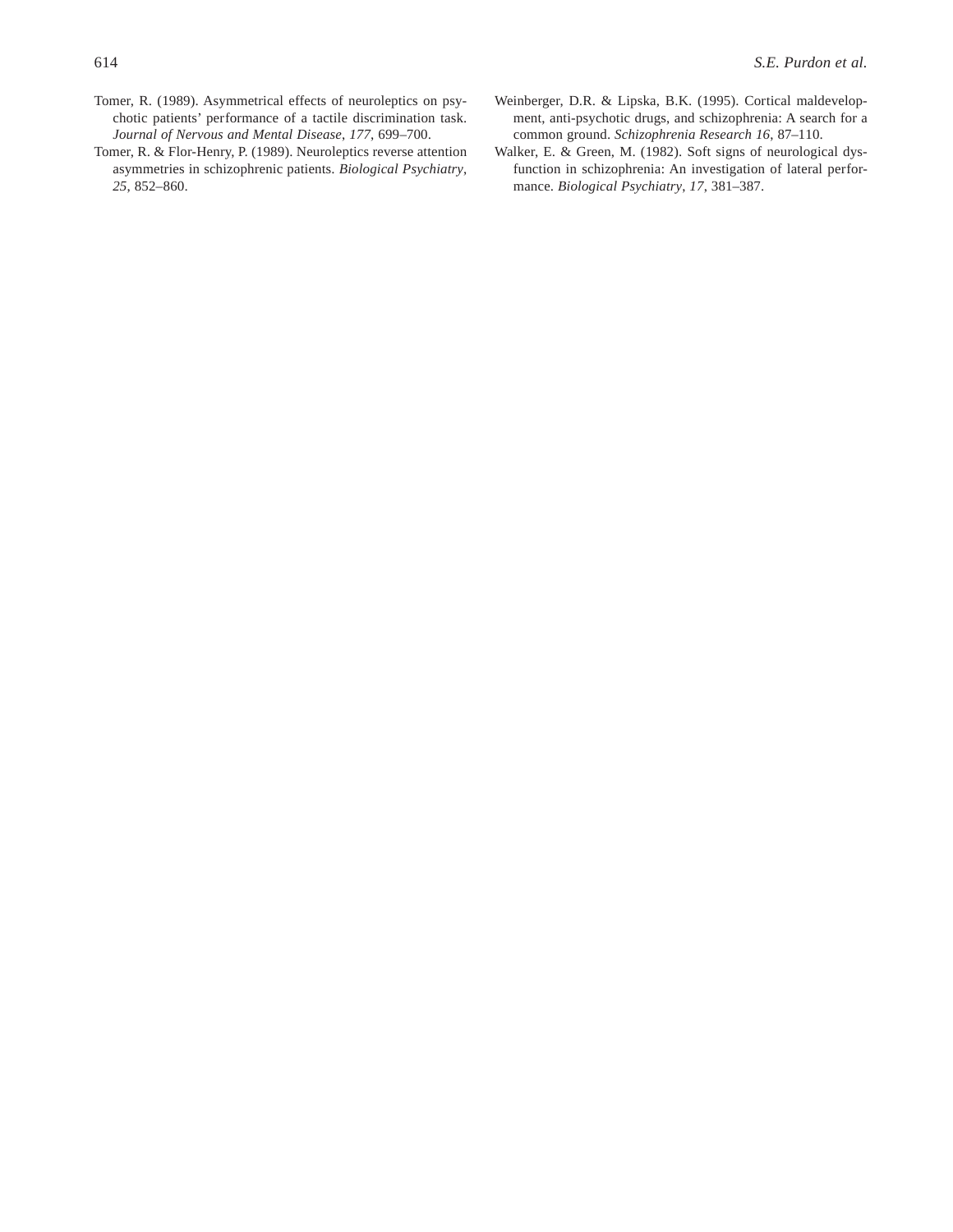Tomer, R. (1989). Asymmetrical effects of neuroleptics on psychotic patients' performance of a tactile discrimination task. *Journal of Nervous and Mental Disease*, *177*, 699–700.

Tomer, R. & Flor-Henry, P. (1989). Neuroleptics reverse attention asymmetries in schizophrenic patients. *Biological Psychiatry*, *25*, 852–860.

Weinberger, D.R. & Lipska, B.K. (1995). Cortical maldevelopment, anti-psychotic drugs, and schizophrenia: A search for a common ground. *Schizophrenia Research 16*, 87–110.

Walker, E. & Green, M. (1982). Soft signs of neurological dysfunction in schizophrenia: An investigation of lateral performance. *Biological Psychiatry*, *17*, 381–387.